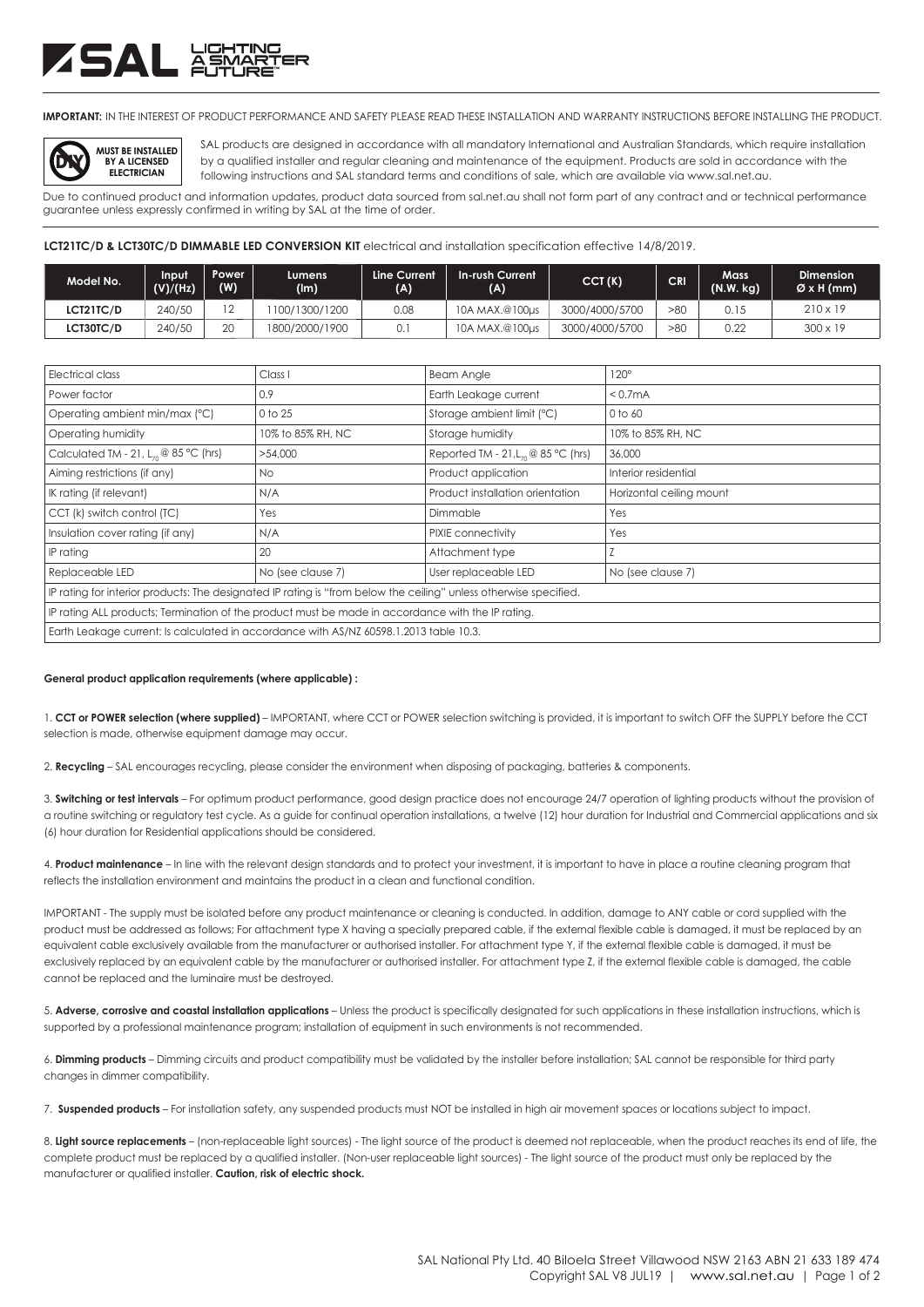**IMPORTANT:** IN THE INTEREST OF PRODUCT PERFORMANCE AND SAFETY PLEASE READ THESE INSTALLATION AND WARRANTY INSTRUCTIONS BEFORE INSTALLING THE PRODUCT.

**MUST BE INSTALLED BY A LICENSED ELECTRICIAN**

SAL products are designed in accordance with all mandatory International and Australian Standards, which require installation by a qualified installer and regular cleaning and maintenance of the equipment. Products are sold in accordance with the following instructions and SAL standard terms and conditions of sale, which are available via www.sal.net.au.

Due to continued product and information updates, product data sourced from sal.net.au shall not form part of any contract and or technical performance guarantee unless expressly confirmed in writing by SAL at the time of order.

**LCT21TC/D & LCT30TC/D DIMMABLE LED CONVERSION KIT** electrical and installation specification effective 14/8/2019.

| Model No. | Input (V)/(Hz) | Power (W) | Lumens (lm) | Line Current (A) | In-rush Current (A) | CCT (K) | CRI | Mass (N.W. kg) | Dimension Ø x H (mm) |
|---|---|---|---|---|---|---|---|---|---|
| LCT21TC/D | 240/50 | 12 | 1100/1300/1200 | 0.08 | 10A MAX.@100μs | 3000/4000/5700 | >80 | 0.15 | 210 x 19 |
| LCT30TC/D | 240/50 | 20 | 1800/2000/1900 | 0.1 | 10A MAX.@100μs | 3000/4000/5700 | >80 | 0.22 | 300 x 19 |

| | | | |
|---|---|---|---|
| Electrical class | Class I | Beam Angle | 120° |
| Power factor | 0.9 | Earth Leakage current | < 0.7mA |
| Operating ambient min/max (°C) | 0 to 25 | Storage ambient limit (°C) | 0 to 60 |
| Operating humidity | 10% to 85% RH, NC | Storage humidity | 10% to 85% RH, NC |
| Calculated TM - 21, $L_{70}$ @ 85 °C (hrs) | >54,000 | Reported TM - 21, $L_{70}$ @ 85 °C (hrs) | 36,000 |
| Aiming restrictions (if any) | No | Product application | Interior residential |
| IK rating (if relevant) | N/A | Product installation orientation | Horizontal ceiling mount |
| CCT (k) switch control (TC) | Yes | Dimmable | Yes |
| Insulation cover rating (if any) | N/A | PIXIE connectivity | Yes |
| IP rating | 20 | Attachment type | Z |
| Replaceable LED | No (see clause 7) | User replaceable LED | No (see clause 7) |
| IP rating for interior products: The designated IP rating is "from below the ceiling" unless otherwise specified. | | | |
| IP rating ALL products; Termination of the product must be made in accordance with the IP rating. | | | |
| Earth Leakage current: Is calculated in accordance with AS/NZ 60598.1.2013 table 10.3. | | | |

**General product application requirements (where applicable) :**

1. **CCT or POWER selection (where supplied)** – IMPORTANT, where CCT or POWER selection switching is provided, it is important to switch OFF the SUPPLY before the CCT selection is made, otherwise equipment damage may occur.

2. **Recycling** – SAL encourages recycling, please consider the environment when disposing of packaging, batteries & components.

3. **Switching or test intervals** – For optimum product performance, good design practice does not encourage 24/7 operation of lighting products without the provision of a routine switching or regulatory test cycle. As a guide for continual operation installations, a twelve (12) hour duration for Industrial and Commercial applications and six (6) hour duration for Residential applications should be considered.

4. **Product maintenance** – In line with the relevant design standards and to protect your investment, it is important to have in place a routine cleaning program that reflects the installation environment and maintains the product in a clean and functional condition.

IMPORTANT - The supply must be isolated before any product maintenance or cleaning is conducted. In addition, damage to ANY cable or cord supplied with the product must be addressed as follows; For attachment type X having a specially prepared cable, if the external flexible cable is damaged, it must be replaced by an equivalent cable exclusively available from the manufacturer or authorised installer. For attachment type Y, if the external flexible cable is damaged, it must be exclusively replaced by an equivalent cable by the manufacturer or authorised installer. For attachment type Z, if the external flexible cable is damaged, the cable cannot be replaced and the luminaire must be destroyed.

5. **Adverse, corrosive and coastal installation applications** – Unless the product is specifically designated for such applications in these installation instructions, which is supported by a professional maintenance program; installation of equipment in such environments is not recommended.

6. **Dimming products** – Dimming circuits and product compatibility must be validated by the installer before installation; SAL cannot be responsible for third party changes in dimmer compatibility.

7. **Suspended products** – For installation safety, any suspended products must NOT be installed in high air movement spaces or locations subject to impact.

8. **Light source replacements** – (non-replaceable light sources) - The light source of the product is deemed not replaceable, when the product reaches its end of life, the complete product must be replaced by a qualified installer. (Non-user replaceable light sources) - The light source of the product must only be replaced by the manufacturer or qualified installer. **Caution, risk of electric shock.**

SAL National Pty Ltd. 40 Biloela Street Villawood NSW 2163 ABN 21 633 189 474
Copyright SAL V8 JUL19 | www.sal.net.au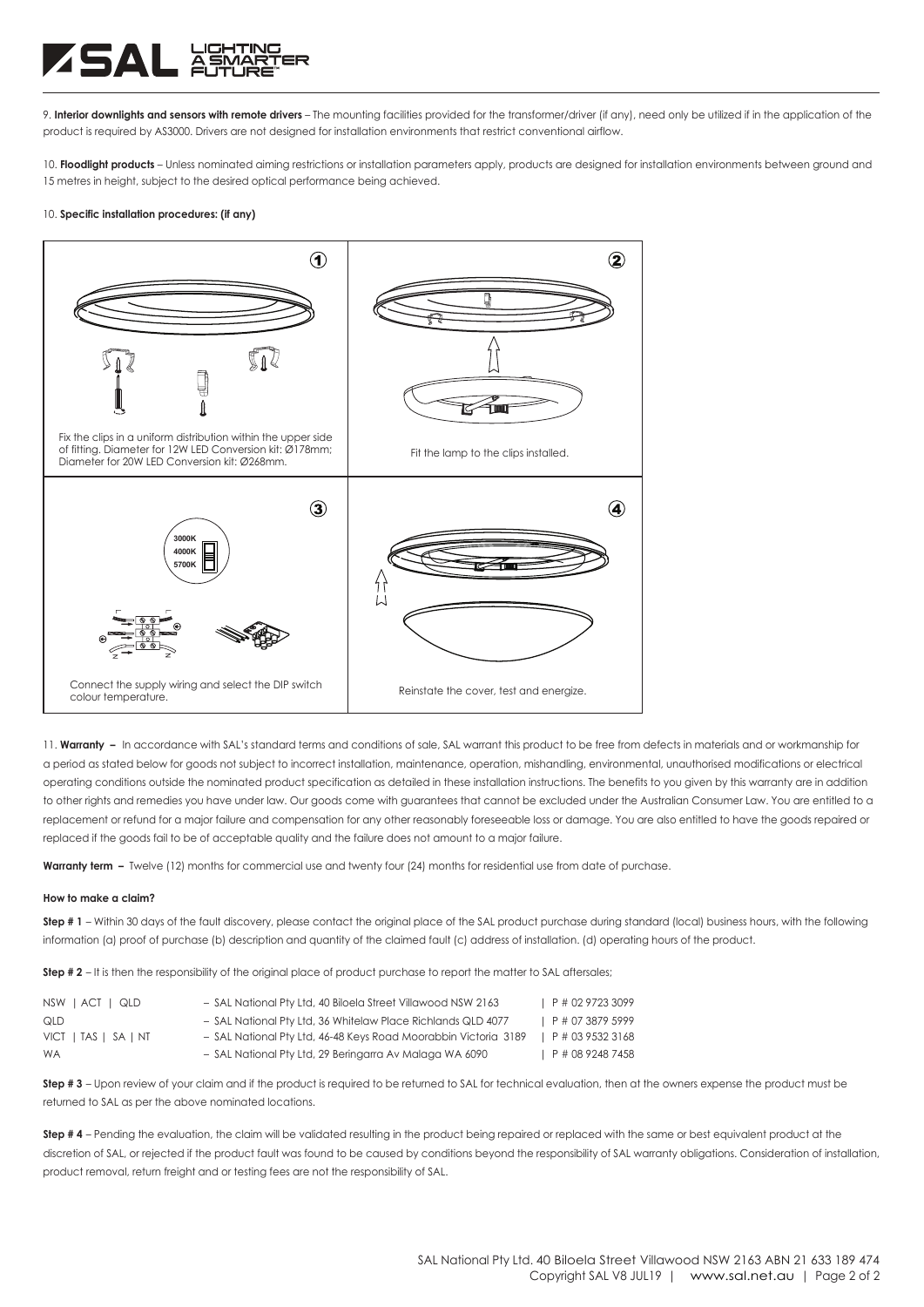9. **Interior downlights and sensors with remote drivers** – The mounting facilities provided for the transformer/driver (if any), need only be utilized if in the application of the product is required by AS3000. Drivers are not designed for installation environments that restrict conventional airflow.

10. **Floodlight products** – Unless nominated aiming restrictions or installation parameters apply, products are designed for installation environments between ground and 15 metres in height, subject to the desired optical performance being achieved.

10. **Specific installation procedures: (if any)**

①

Fix the clips in a uniform distribution within the upper side of fitting. Diameter for 12W LED Conversion kit: Ø178mm; Diameter for 20W LED Conversion kit: Ø268mm.

②

Fit the lamp to the clips installed.

③

3000K
4000K
5700K

Connect the supply wiring and select the DIP switch colour temperature.

④

Reinstate the cover, test and energize.

11. **Warranty –** In accordance with SAL's standard terms and conditions of sale, SAL warrant this product to be free from defects in materials and or workmanship for a period as stated below for goods not subject to incorrect installation, maintenance, operation, mishandling, environmental, unauthorised modifications or electrical operating conditions outside the nominated product specification as detailed in these installation instructions. The benefits to you given by this warranty are in addition to other rights and remedies you have under law. Our goods come with guarantees that cannot be excluded under the Australian Consumer Law. You are entitled to a replacement or refund for a major failure and compensation for any other reasonably foreseeable loss or damage. You are also entitled to have the goods repaired or replaced if the goods fail to be of acceptable quality and the failure does not amount to a major failure.

**Warranty term –** Twelve (12) months for commercial use and twenty four (24) months for residential use from date of purchase.

**How to make a claim?**

**Step # 1** – Within 30 days of the fault discovery, please contact the original place of the SAL product purchase during standard (local) business hours, with the following information (a) proof of purchase (b) description and quantity of the claimed fault (c) address of installation. (d) operating hours of the product.

**Step # 2** – It is then the responsibility of the original place of product purchase to report the matter to SAL aftersales;

| | | |
|---|---|---|
| NSW \| ACT \| QLD | – SAL National Pty Ltd, 40 Biloela Street Villawood NSW 2163 | P # 02 9723 3099 |
| QLD | – SAL National Pty Ltd, 36 Whitelaw Place Richlands QLD 4077 | P # 07 3879 5999 |
| VICT \| TAS \| SA \| NT | – SAL National Pty Ltd, 46-48 Keys Road Moorabbin Victoria 3189 | P # 03 9532 3168 |
| WA | – SAL National Pty Ltd, 29 Beringarra Av Malaga WA 6090 | P # 08 9248 7458 |

**Step # 3** – Upon review of your claim and if the product is required to be returned to SAL for technical evaluation, then at the owners expense the product must be returned to SAL as per the above nominated locations.

**Step # 4** – Pending the evaluation, the claim will be validated resulting in the product being repaired or replaced with the same or best equivalent product at the discretion of SAL, or rejected if the product fault was found to be caused by conditions beyond the responsibility of SAL warranty obligations. Consideration of installation, product removal, return freight and or testing fees are not the responsibility of SAL.

SAL National Pty Ltd. 40 Biloela Street Villawood NSW 2163 ABN 21 633 189 474
Copyright SAL V8 JUL19 | www.sal.net.au